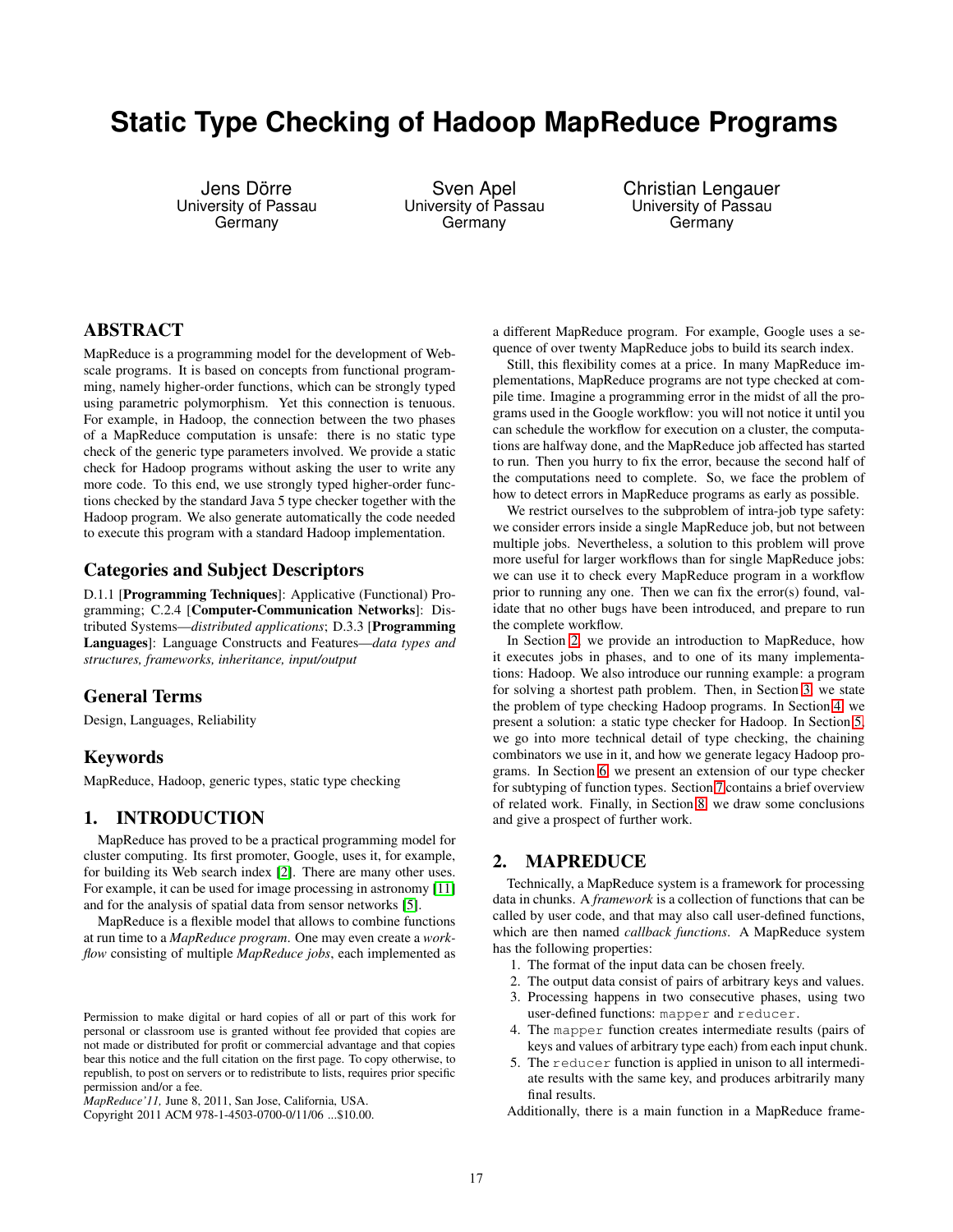# Static Type Checking of Hadoop MapReduce Programs

Jens Dörre
University of Passau
Germany

Sven Apel
University of Passau
Germany

Christian Lengauer
University of Passau
Germany

## ABSTRACT

MapReduce is a programming model for the development of Web-scale programs. It is based on concepts from functional programming, namely higher-order functions, which can be strongly typed using parametric polymorphism. Yet this connection is tenuous. For example, in Hadoop, the connection between the two phases of a MapReduce computation is unsafe: there is no static type check of the generic type parameters involved. We provide a static check for Hadoop programs without asking the user to write any more code. To this end, we use strongly typed higher-order functions checked by the standard Java 5 type checker together with the Hadoop program. We also generate automatically the code needed to execute this program with a standard Hadoop implementation.

### Categories and Subject Descriptors

D.1.1 [**Programming Techniques**]: Applicative (Functional) Programming; C.2.4 [**Computer-Communication Networks**]: Distributed Systems—*distributed applications*; D.3.3 [**Programming Languages**]: Language Constructs and Features—*data types and structures, frameworks, inheritance, input/output*

### General Terms

Design, Languages, Reliability

### Keywords

MapReduce, Hadoop, generic types, static type checking

## 1. INTRODUCTION

MapReduce has proved to be a practical programming model for cluster computing. Its first promoter, Google, uses it, for example, for building its Web search index [2]. There are many other uses. For example, it can be used for image processing in astronomy [11] and for the analysis of spatial data from sensor networks [5].

MapReduce is a flexible model that allows to combine functions at run time to a *MapReduce program*. One may even create a *workflow* consisting of multiple *MapReduce jobs*, each implemented as a different MapReduce program. For example, Google uses a sequence of over twenty MapReduce jobs to build its search index.

Still, this flexibility comes at a price. In many MapReduce implementations, MapReduce programs are not type checked at compile time. Imagine a programming error in the midst of all the programs used in the Google workflow: you will not notice it until you can schedule the workflow for execution on a cluster, the computations are halfway done, and the MapReduce job affected has started to run. Then you hurry to fix the error, because the second half of the computations need to complete. So, we face the problem of how to detect errors in MapReduce programs as early as possible.

We restrict ourselves to the subproblem of intra-job type safety: we consider errors inside a single MapReduce job, but not between multiple jobs. Nevertheless, a solution to this problem will prove more useful for larger workflows than for single MapReduce jobs: we can use it to check every MapReduce program in a workflow prior to running any one. Then we can fix the error(s) found, validate that no other bugs have been introduced, and prepare to run the complete workflow.

In Section 2, we provide an introduction to MapReduce, how it executes jobs in phases, and to one of its many implementations: Hadoop. We also introduce our running example: a program for solving a shortest path problem. Then, in Section 3, we state the problem of type checking Hadoop programs. In Section 4, we present a solution: a static type checker for Hadoop. In Section 5, we go into more technical detail of type checking, the chaining combinators we use in it, and how we generate legacy Hadoop programs. In Section 6, we present an extension of our type checker for subtyping of function types. Section 7 contains a brief overview of related work. Finally, in Section 8, we draw some conclusions and give a prospect of further work.

## 2. MAPREDUCE

Technically, a MapReduce system is a framework for processing data in chunks. A *framework* is a collection of functions that can be called by user code, and that may also call user-defined functions, which are then named *callback functions*. A MapReduce system has the following properties:

1. The format of the input data can be chosen freely.
2. The output data consist of pairs of arbitrary keys and values.
3. Processing happens in two consecutive phases, using two user-defined functions: `mapper` and `reducer`.
4. The `mapper` function creates intermediate results (pairs of keys and values of arbitrary type each) from each input chunk.
5. The `reducer` function is applied in unison to all intermediate results with the same key, and produces arbitrarily many final results.

Additionally, there is a main function in a MapReduce frame-

Permission to make digital or hard copies of all or part of this work for personal or classroom use is granted without fee provided that copies are not made or distributed for profit or commercial advantage and that copies bear this notice and the full citation on the first page. To copy otherwise, to republish, to post on servers or to redistribute to lists, requires prior specific permission and/or a fee.
*MapReduce'11,* June 8, 2011, San Jose, California, USA.
Copyright 2011 ACM 978-1-4503-0700-0/11/06 ...$10.00.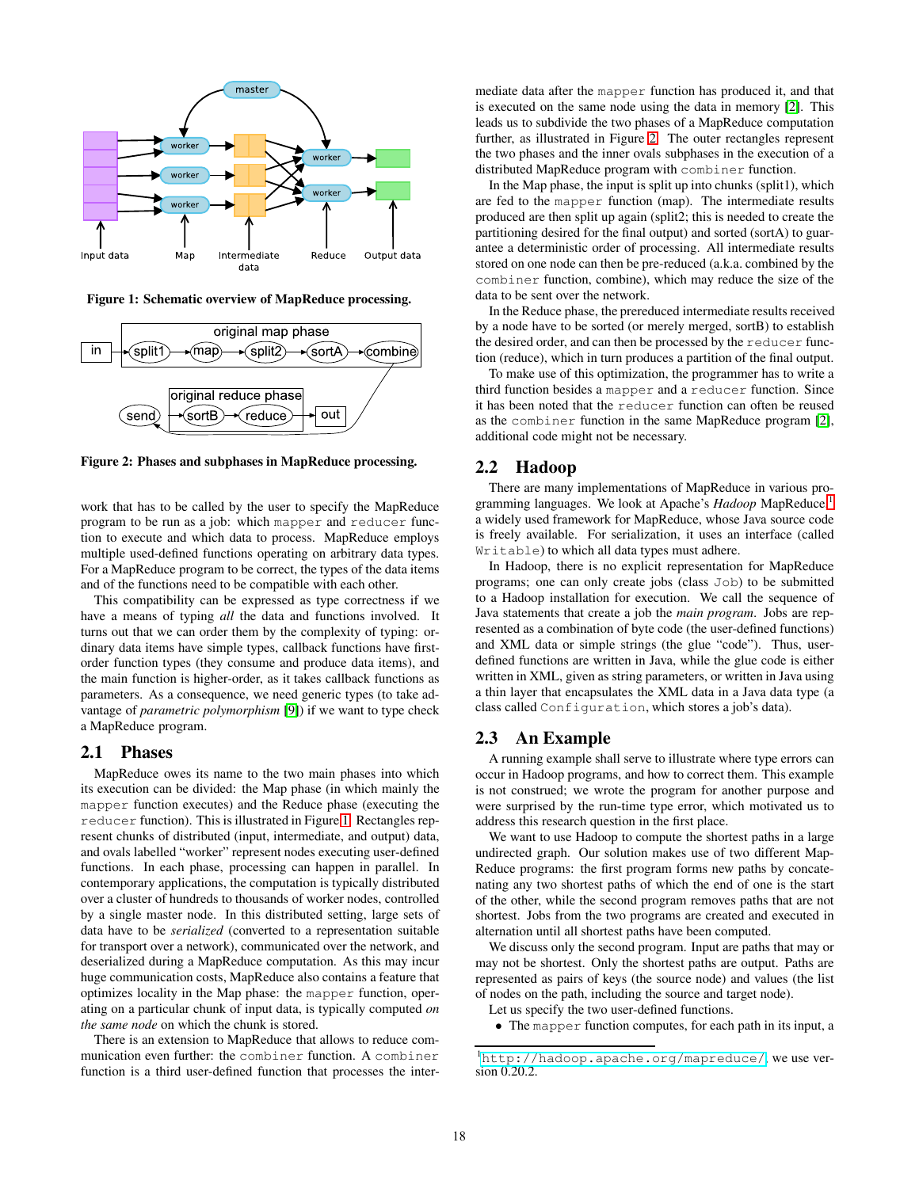Figure 1: Schematic overview of MapReduce processing.

Figure 2: Phases and subphases in MapReduce processing.

work that has to be called by the user to specify the MapReduce program to be run as a job: which `mapper` and `reducer` function to execute and which data to process. MapReduce employs multiple used-defined functions operating on arbitrary data types. For a MapReduce program to be correct, the types of the data items and of the functions need to be compatible with each other.

This compatibility can be expressed as type correctness if we have a means of typing *all* the data and functions involved. It turns out that we can order them by the complexity of typing: ordinary data items have simple types, callback functions have first-order function types (they consume and produce data items), and the main function is higher-order, as it takes callback functions as parameters. As a consequence, we need generic types (to take advantage of *parametric polymorphism* [9]) if we want to type check a MapReduce program.

## 2.1 Phases

MapReduce owes its name to the two main phases into which its execution can be divided: the Map phase (in which mainly the `mapper` function executes) and the Reduce phase (executing the `reducer` function). This is illustrated in Figure 1. Rectangles represent chunks of distributed (input, intermediate, and output) data, and ovals labelled "worker" represent nodes executing user-defined functions. In each phase, processing can happen in parallel. In contemporary applications, the computation is typically distributed over a cluster of hundreds to thousands of worker nodes, controlled by a single master node. In this distributed setting, large sets of data have to be *serialized* (converted to a representation suitable for transport over a network), communicated over the network, and deserialized during a MapReduce computation. As this may incur huge communication costs, MapReduce also contains a feature that optimizes locality in the Map phase: the `mapper` function, operating on a particular chunk of input data, is typically computed *on the same node* on which the chunk is stored.

There is an extension to MapReduce that allows to reduce communication even further: the `combiner` function. A `combiner` function is a third user-defined function that processes the intermediate data after the `mapper` function has produced it, and that is executed on the same node using the data in memory [2]. This leads us to subdivide the two phases of a MapReduce computation further, as illustrated in Figure 2. The outer rectangles represent the two phases and the inner ovals subphases in the execution of a distributed MapReduce program with `combiner` function.

In the Map phase, the input is split up into chunks (split1), which are fed to the `mapper` function (map). The intermediate results produced are then split up again (split2; this is needed to create the partitioning desired for the final output) and sorted (sortA) to guarantee a deterministic order of processing. All intermediate results stored on one node can then be pre-reduced (a.k.a. combined by the `combiner` function, combine), which may reduce the size of the data to be sent over the network.

In the Reduce phase, the prereduced intermediate results received by a node have to be sorted (or merely merged, sortB) to establish the desired order, and can then be processed by the `reducer` function (reduce), which in turn produces a partition of the final output.

To make use of this optimization, the programmer has to write a third function besides a `mapper` and a `reducer` function. Since it has been noted that the `reducer` function can often be reused as the `combiner` function in the same MapReduce program [2], additional code might not be necessary.

## 2.2 Hadoop

There are many implementations of MapReduce in various programming languages. We look at Apache's *Hadoop* MapReduce[1], a widely used framework for MapReduce, whose Java source code is freely available. For serialization, it uses an interface (called `Writable`) to which all data types must adhere.

In Hadoop, there is no explicit representation for MapReduce programs; one can only create jobs (class `Job`) to be submitted to a Hadoop installation for execution. We call the sequence of Java statements that create a job the *main program*. Jobs are represented as a combination of byte code (the user-defined functions) and XML data or simple strings (the glue "code"). Thus, user-defined functions are written in Java, while the glue code is either written in XML, given as string parameters, or written in Java using a thin layer that encapsulates the XML data in a Java data type (a class called `Configuration`, which stores a job's data).

## 2.3 An Example

A running example shall serve to illustrate where type errors can occur in Hadoop programs, and how to correct them. This example is not construed; we wrote the program for another purpose and were surprised by the run-time type error, which motivated us to address this research question in the first place.

We want to use Hadoop to compute the shortest paths in a large undirected graph. Our solution makes use of two different MapReduce programs: the first program forms new paths by concatenating any two shortest paths of which the end of one is the start of the other, while the second program removes paths that are not shortest. Jobs from the two programs are created and executed in alternation until all shortest paths have been computed.

We discuss only the second program. Input are paths that may or may not be shortest. Only the shortest paths are output. Paths are represented as pairs of keys (the source node) and values (the list of nodes on the path, including the source and target node).

Let us specify the two user-defined functions.

- The `mapper` function computes, for each path in its input, a

[1] `http://hadoop.apache.org/mapreduce/`, we use version 0.20.2.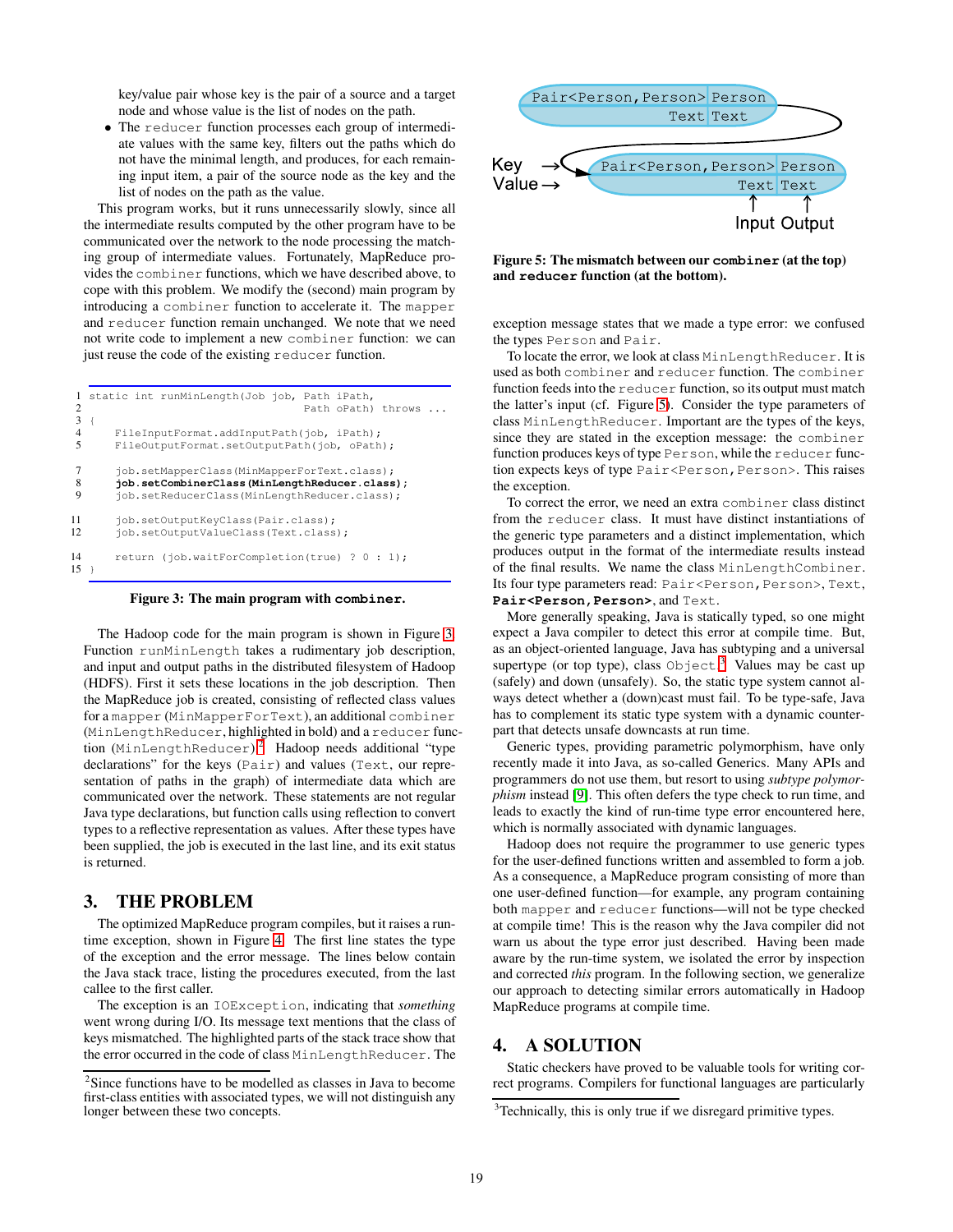key/value pair whose key is the pair of a source and a target node and whose value is the list of nodes on the path.

- The `reducer` function processes each group of intermediate values with the same key, filters out the paths which do not have the minimal length, and produces, for each remaining input item, a pair of the source node as the key and the list of nodes on the path as the value.

This program works, but it runs unnecessarily slowly, since all the intermediate results computed by the other program have to be communicated over the network to the node processing the matching group of intermediate values. Fortunately, MapReduce provides the `combiner` functions, which we have described above, to cope with this problem. We modify the (second) main program by introducing a `combiner` function to accelerate it. The `mapper` and `reducer` function remain unchanged. We note that we need not write code to implement a new `combiner` function: we can just reuse the code of the existing `reducer` function.

```
1  static int runMinLength(Job job, Path iPath,
2                         Path oPath) throws ...
3  {
4      FileInputFormat.addInputPath(job, iPath);
5      FileOutputFormat.setOutputPath(job, oPath);

7      job.setMapperClass(MinMapperForText.class);
8      job.setCombinerClass(MinLengthReducer.class);
9      job.setReducerClass(MinLengthReducer.class);

11     job.setOutputKeyClass(Pair.class);
12     job.setOutputValueClass(Text.class);

14     return (job.waitForCompletion(true) ? 0 : 1);
15 }
```

**Figure 3: The main program with `combiner`.**

The Hadoop code for the main program is shown in Figure 3. Function `runMinLength` takes a rudimentary job description, and input and output paths in the distributed filesystem of Hadoop (HDFS). First it sets these locations in the job description. Then the MapReduce job is created, consisting of reflected class values for a `mapper` (`MinMapperForText`), an additional `combiner` (`MinLengthReducer`, highlighted in bold) and a `reducer` function (`MinLengthReducer`).[2] Hadoop needs additional "type declarations" for the keys (`Pair`) and values (`Text`, our representation of paths in the graph) of intermediate data which are communicated over the network. These statements are not regular Java type declarations, but function calls using reflection to convert types to a reflective representation as values. After these types have been supplied, the job is executed in the last line, and its exit status is returned.

## 3. THE PROBLEM

The optimized MapReduce program compiles, but it raises a run-time exception, shown in Figure 4. The first line states the type of the exception and the error message. The lines below contain the Java stack trace, listing the procedures executed, from the last callee to the first caller.

The exception is an `IOException`, indicating that *something* went wrong during I/O. Its message text mentions that the class of keys mismatched. The highlighted parts of the stack trace show that the error occurred in the code of class `MinLengthReducer`. The

[2]Since functions have to be modelled as classes in Java to become first-class entities with associated types, we will not distinguish any longer between these two concepts.

```
Pair<Person,Person> Person
               Text Text

Key   →  Pair<Person,Person> Person
Value →                Text  Text
                        ↑     ↑
                      Input Output
```

**Figure 5: The mismatch between our `combiner` (at the top) and `reducer` function (at the bottom).**

exception message states that we made a type error: we confused the types `Person` and `Pair`.

To locate the error, we look at class `MinLengthReducer`. It is used as both `combiner` and `reducer` function. The `combiner` function feeds into the `reducer` function, so its output must match the latter's input (cf. Figure 5). Consider the type parameters of class `MinLengthReducer`. Important are the types of the keys, since they are stated in the exception message: the `combiner` function produces keys of type `Person`, while the `reducer` function expects keys of type `Pair<Person,Person>`. This raises the exception.

To correct the error, we need an extra `combiner` class distinct from the `reducer` class. It must have distinct instantiations of the generic type parameters and a distinct implementation, which produces output in the format of the intermediate results instead of the final results. We name the class `MinLengthCombiner`. Its four type parameters read: `Pair<Person,Person>`, `Text`, **`Pair<Person,Person>`**, and `Text`.

More generally speaking, Java is statically typed, so one might expect a Java compiler to detect this error at compile time. But, as an object-oriented language, Java has subtyping and a universal supertype (or top type), class `Object`.[3] Values may be cast up (safely) and down (unsafely). So, the static type system cannot always detect whether a (down)cast must fail. To be type-safe, Java has to complement its static type system with a dynamic counterpart that detects unsafe downcasts at run time.

Generic types, providing parametric polymorphism, have only recently made it into Java, as so-called Generics. Many APIs and programmers do not use them, but resort to using *subtype polymorphism* instead [9]. This often defers the type check to run time, and leads to exactly the kind of run-time type error encountered here, which is normally associated with dynamic languages.

Hadoop does not require the programmer to use generic types for the user-defined functions written and assembled to form a job. As a consequence, a MapReduce program consisting of more than one user-defined function—for example, any program containing both `mapper` and `reducer` functions—will not be type checked at compile time! This is the reason why the Java compiler did not warn us about the type error just described. Having been made aware by the run-time system, we isolated the error by inspection and corrected *this* program. In the following section, we generalize our approach to detecting similar errors automatically in Hadoop MapReduce programs at compile time.

## 4. A SOLUTION

Static checkers have proved to be valuable tools for writing correct programs. Compilers for functional languages are particularly

[3]Technically, this is only true if we disregard primitive types.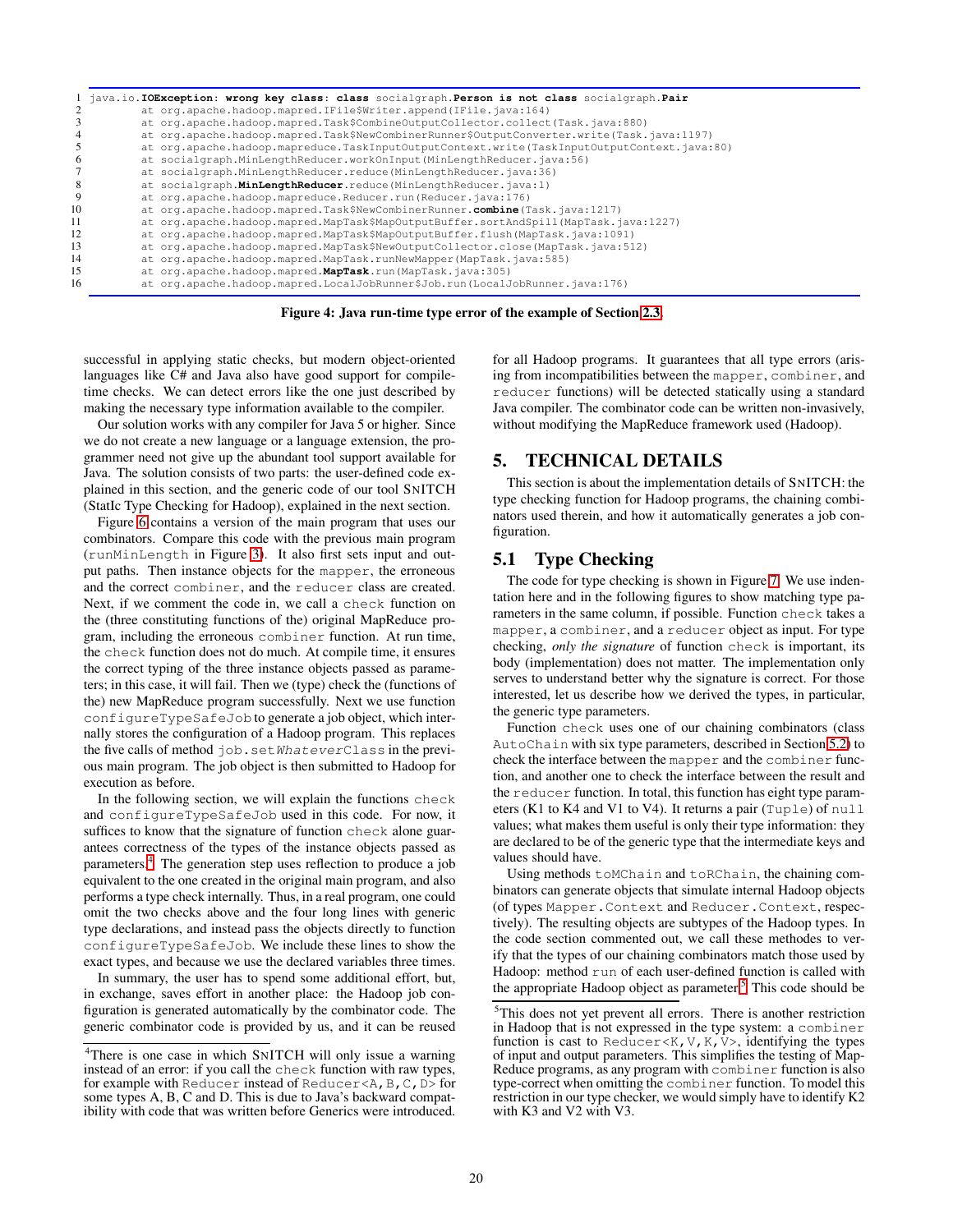```
1  java.io.IOException: wrong key class: class socialgraph.Person is not class socialgraph.Pair
2          at org.apache.hadoop.mapred.IFile$Writer.append(IFile.java:164)
3          at org.apache.hadoop.mapred.Task$CombineOutputCollector.collect(Task.java:880)
4          at org.apache.hadoop.mapred.Task$NewCombinerRunner$OutputConverter.write(Task.java:1197)
5          at org.apache.hadoop.mapreduce.TaskInputOutputContext.write(TaskInputOutputContext.java:80)
6          at socialgraph.MinLengthReducer.workOnInput(MinLengthReducer.java:56)
7          at socialgraph.MinLengthReducer.reduce(MinLengthReducer.java:36)
8          at socialgraph.MinLengthReducer.reduce(MinLengthReducer.java:1)
9          at org.apache.hadoop.mapreduce.Reducer.run(Reducer.java:176)
10         at org.apache.hadoop.mapred.Task$NewCombinerRunner.combine(Task.java:1217)
11         at org.apache.hadoop.mapred.MapTask$MapOutputBuffer.sortAndSpill(MapTask.java:1227)
12         at org.apache.hadoop.mapred.MapTask$MapOutputBuffer.flush(MapTask.java:1091)
13         at org.apache.hadoop.mapred.MapTask$NewOutputCollector.close(MapTask.java:512)
14         at org.apache.hadoop.mapred.MapTask.runNewMapper(MapTask.java:585)
15         at org.apache.hadoop.mapred.MapTask.run(MapTask.java:305)
16         at org.apache.hadoop.mapred.LocalJobRunner$Job.run(LocalJobRunner.java:176)
```

**Figure 4: Java run-time type error of the example of Section 2.3.**

successful in applying static checks, but modern object-oriented languages like C# and Java also have good support for compile-time checks. We can detect errors like the one just described by making the necessary type information available to the compiler.

Our solution works with any compiler for Java 5 or higher. Since we do not create a new language or a language extension, the programmer need not give up the abundant tool support available for Java. The solution consists of two parts: the user-defined code explained in this section, and the generic code of our tool SNITCH (StatIc Type Checking for Hadoop), explained in the next section.

Figure 6 contains a version of the main program that uses our combinators. Compare this code with the previous main program (`runMinLength` in Figure 3). It also first sets input and output paths. Then instance objects for the `mapper`, the erroneous and the correct `combiner`, and the `reducer` class are created. Next, if we comment the code in, we call a `check` function on the (three constituting functions of the) original MapReduce program, including the erroneous `combiner` function. At run time, the `check` function does not do much. At compile time, it ensures the correct typing of the three instance objects passed as parameters; in this case, it will fail. Then we (type) check the (functions of the) new MapReduce program successfully. Next we use function `configureTypeSafeJob` to generate a job object, which internally stores the configuration of a Hadoop program. This replaces the five calls of method `job.set`*`Whatever`*`Class` in the previous main program. The job object is then submitted to Hadoop for execution as before.

In the following section, we will explain the functions `check` and `configureTypeSafeJob` used in this code. For now, it suffices to know that the signature of function `check` alone guarantees correctness of the types of the instance objects passed as parameters.[4] The generation step uses reflection to produce a job equivalent to the one created in the original main program, and also performs a type check internally. Thus, in a real program, one could omit the two checks above and the four long lines with generic type declarations, and instead pass the objects directly to function `configureTypeSafeJob`. We include these lines to show the exact types, and because we use the declared variables three times.

In summary, the user has to spend some additional effort, but, in exchange, saves effort in another place: the Hadoop job configuration is generated automatically by the combinator code. The generic combinator code is provided by us, and it can be reused for all Hadoop programs. It guarantees that all type errors (arising from incompatibilities between the `mapper`, `combiner`, and `reducer` functions) will be detected statically using a standard Java compiler. The combinator code can be written non-invasively, without modifying the MapReduce framework used (Hadoop).

## 5. TECHNICAL DETAILS

This section is about the implementation details of SNITCH: the type checking function for Hadoop programs, the chaining combinators used therein, and how it automatically generates a job configuration.

### 5.1 Type Checking

The code for type checking is shown in Figure 7. We use indentation here and in the following figures to show matching type parameters in the same column, if possible. Function `check` takes a `mapper`, a `combiner`, and a `reducer` object as input. For type checking, *only the signature* of function `check` is important, its body (implementation) does not matter. The implementation only serves to understand better why the signature is correct. For those interested, let us describe how we derived the types, in particular, the generic type parameters.

Function `check` uses one of our chaining combinators (class `AutoChain` with six type parameters, described in Section 5.2) to check the interface between the `mapper` and the `combiner` function, and another one to check the interface between the result and the `reducer` function. In total, this function has eight type parameters (K1 to K4 and V1 to V4). It returns a pair (`Tuple`) of `null` values; what makes them useful is only their type information: they are declared to be of the generic type that the intermediate keys and values should have.

Using methods `toMChain` and `toRChain`, the chaining combinators can generate objects that simulate internal Hadoop objects (of types `Mapper.Context` and `Reducer.Context`, respectively). The resulting objects are subtypes of the Hadoop types. In the code section commented out, we call these methodes to verify that the types of our chaining combinators match those used by Hadoop: method `run` of each user-defined function is called with the appropriate Hadoop object as parameter.[5] This code should be

---

[4] There is one case in which SNITCH will only issue a warning instead of an error: if you call the `check` function with raw types, for example with `Reducer` instead of `Reducer<A,B,C,D>` for some types A, B, C and D. This is due to Java's backward compatibility with code that was written before Generics were introduced.

[5] This does not yet prevent all errors. There is another restriction in Hadoop that is not expressed in the type system: a `combiner` function is cast to `Reducer<K,V,K,V>`, identifying the types of input and output parameters. This simplifies the testing of MapReduce programs, as any program with `combiner` function is also type-correct when omitting the `combiner` function. To model this restriction in our type checker, we would simply have to identify K2 with K3 and V2 with V3.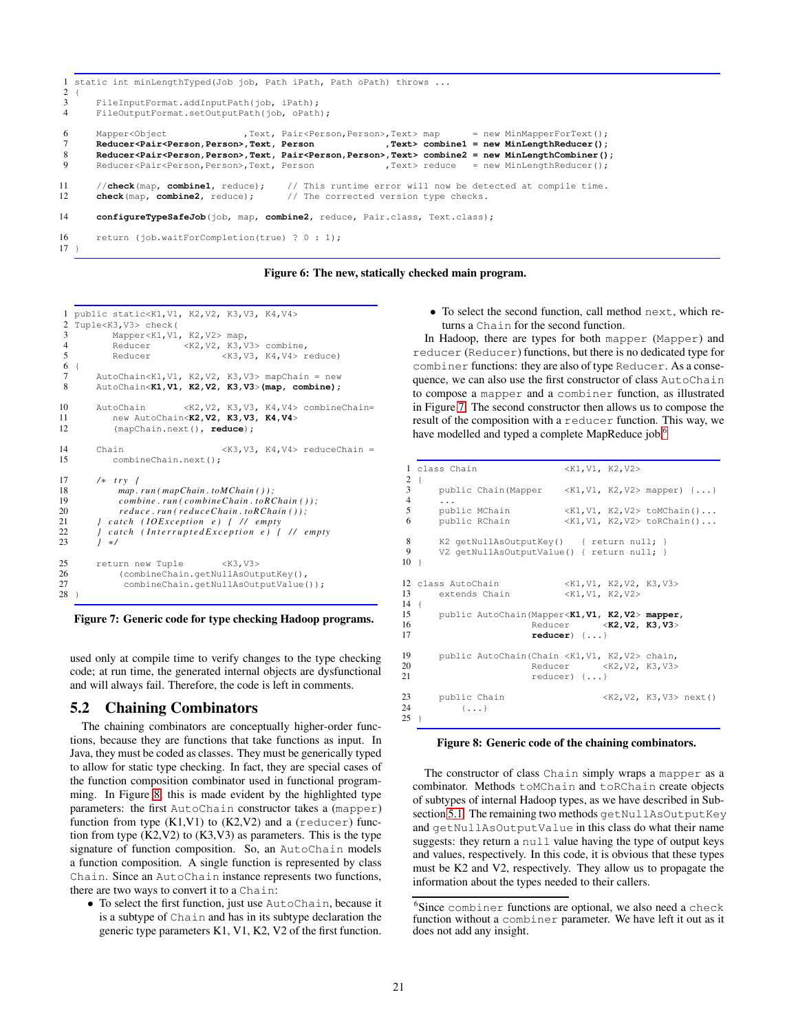```java
1  static int minLengthTyped(Job job, Path iPath, Path oPath) throws ...
2  {
3      FileInputFormat.addInputPath(job, iPath);
4      FileOutputFormat.setOutputPath(job, oPath);

6      Mapper<Object              ,Text, Pair<Person,Person>,Text> map      = new MinMapperForText();
7      Reducer<Pair<Person,Person>,Text, Person             ,Text> combine1 = new MinLengthReducer();
8      Reducer<Pair<Person,Person>,Text, Pair<Person,Person>,Text> combine2 = new MinLengthCombiner();
9      Reducer<Pair<Person,Person>,Text, Person             ,Text> reduce   = new MinLengthReducer();

11     //check(map, combine1, reduce);    // This runtime error will now be detected at compile time.
12     check(map, combine2, reduce);      // The corrected version type checks.

14     configureTypeSafeJob(job, map, combine2, reduce, Pair.class, Text.class);

16     return (job.waitForCompletion(true) ? 0 : 1);
17 }
```

**Figure 6: The new, statically checked main program.**

```java
1  public static<K1,V1, K2,V2, K3,V3, K4,V4>
2  Tuple<K3,V3> check(
3         Mapper<K1,V1, K2,V2> map,
4         Reducer      <K2,V2, K3,V3> combine,
5         Reducer             <K3,V3, K4,V4> reduce)
6  {
7      AutoChain<K1,V1, K2,V2, K3,V3> mapChain = new
8      AutoChain<K1,V1, K2,V2, K3,V3>(map, combine);

10     AutoChain      <K2,V2, K3,V3, K4,V4> combineChain=
11        new AutoChain<K2,V2, K3,V3, K4,V4>
12        (mapChain.next(), reduce);

14     Chain                <K3,V3, K4,V4> reduceChain =
15        combineChain.next();

17     /* try {
18          map.run(mapChain.toMChain());
19          combine.run(combineChain.toRChain());
20          reduce.run(reduceChain.toRChain());
21     } catch (IOException e) { // empty
22     } catch (InterruptedException e) { // empty
23     } */

25     return new Tuple       <K3,V3>
26          (combineChain.getNullAsOutputKey(),
27           combineChain.getNullAsOutputValue());
28 }
```

**Figure 7: Generic code for type checking Hadoop programs.**

used only at compile time to verify changes to the type checking code; at run time, the generated internal objects are dysfunctional and will always fail. Therefore, the code is left in comments.

## 5.2 Chaining Combinators

The chaining combinators are conceptually higher-order functions, because they are functions that take functions as input. In Java, they must be coded as classes. They must be generically typed to allow for static type checking. In fact, they are special cases of the function composition combinator used in functional programming. In Figure 8, this is made evident by the highlighted type parameters: the first AutoChain constructor takes a (mapper) function from type (K1,V1) to (K2,V2) and a (reducer) function from type (K2,V2) to (K3,V3) as parameters. This is the type signature of function composition. So, an AutoChain models a function composition. A single function is represented by class Chain. Since an AutoChain instance represents two functions, there are two ways to convert it to a Chain:

- To select the first function, just use AutoChain, because it is a subtype of Chain and has in its subtype declaration the generic type parameters K1, V1, K2, V2 of the first function.
- To select the second function, call method next, which returns a Chain for the second function.

In Hadoop, there are types for both mapper (Mapper) and reducer (Reducer) functions, but there is no dedicated type for combiner functions: they are also of type Reducer. As a consequence, we can also use the first constructor of class AutoChain to compose a mapper and a combiner function, as illustrated in Figure 7. The second constructor then allows us to compose the result of the composition with a reducer function. This way, we have modelled and typed a complete MapReduce job[6].

```java
1  class Chain                  <K1,V1, K2,V2>
2  {
3      public Chain(Mapper     <K1,V1, K2,V2> mapper) {...}
4      ...
5      public MChain           <K1,V1, K2,V2> toMChain()...
6      public RChain           <K1,V1, K2,V2> toRChain()...

8      K2 getNullAsOutputKey()   { return null; }
9      V2 getNullAsOutputValue() { return null; }
10 }

12 class AutoChain              <K1,V1, K2,V2, K3,V3>
13     extends Chain            <K1,V1, K2,V2>
14 {
15     public AutoChain(Mapper<K1,V1, K2,V2> mapper,
16                      Reducer      <K2,V2, K3,V3>
17                      reducer) {...}

19     public AutoChain(Chain <K1,V1, K2,V2> chain,
20                      Reducer      <K2,V2, K3,V3>
21                      reducer) {...}

23     public Chain                  <K2,V2, K3,V3> next()
24         {...}
25 }
```

**Figure 8: Generic code of the chaining combinators.**

The constructor of class Chain simply wraps a mapper as a combinator. Methods toMChain and toRChain create objects of subtypes of internal Hadoop types, as we have described in Subsection 5.1. The remaining two methods getNullAsOutputKey and getNullAsOutputValue in this class do what their name suggests: they return a null value having the type of output keys and values, respectively. In this code, it is obvious that these types must be K2 and V2, respectively. They allow us to propagate the information about the types needed to their callers.

[6]Since combiner functions are optional, we also need a check function without a combiner parameter. We have left it out as it does not add any insight.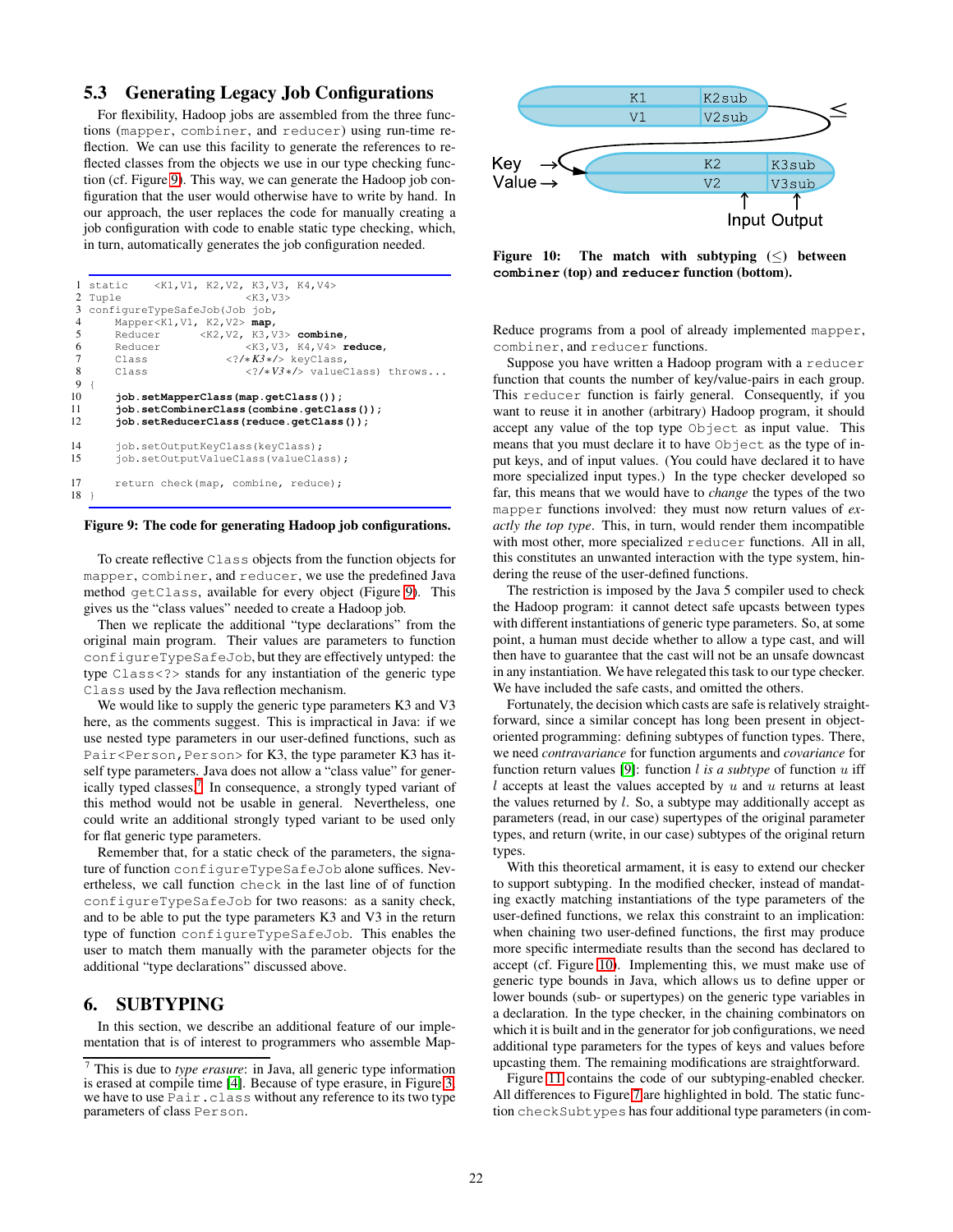## 5.3 Generating Legacy Job Configurations

For flexibility, Hadoop jobs are assembled from the three functions (`mapper`, `combiner`, and `reducer`) using run-time reflection. We can use this facility to generate the references to reflected classes from the objects we use in our type checking function (cf. Figure 9). This way, we can generate the Hadoop job configuration that the user would otherwise have to write by hand. In our approach, the user replaces the code for manually creating a job configuration with code to enable static type checking, which, in turn, automatically generates the job configuration needed.

```
1  static    <K1,V1, K2,V2, K3,V3, K4,V4>
2  Tuple                          <K3,V3>
3  configureTypeSafeJob(Job job,
4       Mapper<K1,V1, K2,V2> map,
5       Reducer       <K2,V2, K3,V3> combine,
6       Reducer              <K3,V3, K4,V4> reduce,
7       Class              <?/*K3*/> keyClass,
8       Class                <?/*V3*/> valueClass) throws...
9  {
10      job.setMapperClass(map.getClass());
11      job.setCombinerClass(combine.getClass());
12      job.setReducerClass(reduce.getClass());

14      job.setOutputKeyClass(keyClass);
15      job.setOutputValueClass(valueClass);

17      return check(map, combine, reduce);
18 }
```

**Figure 9: The code for generating Hadoop job configurations.**

To create reflective `Class` objects from the function objects for `mapper`, `combiner`, and `reducer`, we use the predefined Java method `getClass`, available for every object (Figure 9). This gives us the "class values" needed to create a Hadoop job.

Then we replicate the additional "type declarations" from the original main program. Their values are parameters to function `configureTypeSafeJob`, but they are effectively untyped: the type `Class<?>` stands for any instantiation of the generic type `Class` used by the Java reflection mechanism.

We would like to supply the generic type parameters K3 and V3 here, as the comments suggest. This is impractical in Java: if we use nested type parameters in our user-defined functions, such as `Pair<Person,Person>` for K3, the type parameter K3 has itself type parameters. Java does not allow a "class value" for generically typed classes.[7] In consequence, a strongly typed variant of this method would not be usable in general. Nevertheless, one could write an additional strongly typed variant to be used only for flat generic type parameters.

Remember that, for a static check of the parameters, the signature of function `configureTypeSafeJob` alone suffices. Nevertheless, we call function `check` in the last line of of function `configureTypeSafeJob` for two reasons: as a sanity check, and to be able to put the type parameters K3 and V3 in the return type of function `configureTypeSafeJob`. This enables the user to match them manually with the parameter objects for the additional "type declarations" discussed above.

# 6. SUBTYPING

In this section, we describe an additional feature of our implementation that is of interest to programmers who assemble MapReduce programs from a pool of already implemented `mapper`, `combiner`, and `reducer` functions.

[7] This is due to *type erasure*: in Java, all generic type information is erased at compile time [4]. Because of type erasure, in Figure 3, we have to use `Pair.class` without any reference to its two type parameters of class `Person`.

K1 K2sub
V1 V2sub
≤
Key →
Value →
K2 K3sub
V2 V3sub
Input Output

**Figure 10: The match with subtyping (≤) between `combiner` (top) and `reducer` function (bottom).**

Suppose you have written a Hadoop program with a `reducer` function that counts the number of key/value-pairs in each group. This `reducer` function is fairly general. Consequently, if you want to reuse it in another (arbitrary) Hadoop program, it should accept any value of the top type `Object` as input value. This means that you must declare it to have `Object` as the type of input keys, and of input values. (You could have declared it to have more specialized input types.) In the type checker developed so far, this means that we would have to *change* the types of the two `mapper` functions involved: they must now return values of *exactly the top type*. This, in turn, would render them incompatible with most other, more specialized `reducer` functions. All in all, this constitutes an unwanted interaction with the type system, hindering the reuse of the user-defined functions.

The restriction is imposed by the Java 5 compiler used to check the Hadoop program: it cannot detect safe upcasts between types with different instantiations of generic type parameters. So, at some point, a human must decide whether to allow a type cast, and will then have to guarantee that the cast will not be an unsafe downcast in any instantiation. We have relegated this task to our type checker. We have included the safe casts, and omitted the others.

Fortunately, the decision which casts are safe is relatively straightforward, since a similar concept has long been present in object-oriented programming: defining subtypes of function types. There, we need *contravariance* for function arguments and *covariance* for function return values [9]: function $l$ *is a subtype* of function $u$ iff $l$ accepts at least the values accepted by $u$ and $u$ returns at least the values returned by $l$. So, a subtype may additionally accept as parameters (read, in our case) supertypes of the original parameter types, and return (write, in our case) subtypes of the original return types.

With this theoretical armament, it is easy to extend our checker to support subtyping. In the modified checker, instead of mandating exactly matching instantiations of the type parameters of the user-defined functions, we relax this constraint to an implication: when chaining two user-defined functions, the first may produce more specific intermediate results than the second has declared to accept (cf. Figure 10). Implementing this, we must make use of generic type bounds in Java, which allows us to define upper or lower bounds (sub- or supertypes) on the generic type variables in a declaration. In the type checker, in the chaining combinators on which it is built and in the generator for job configurations, we need additional type parameters for the types of keys and values before upcasting them. The remaining modifications are straightforward.

Figure 11 contains the code of our subtyping-enabled checker. All differences to Figure 7 are highlighted in bold. The static function `checkSubtypes` has four additional type parameters (in com-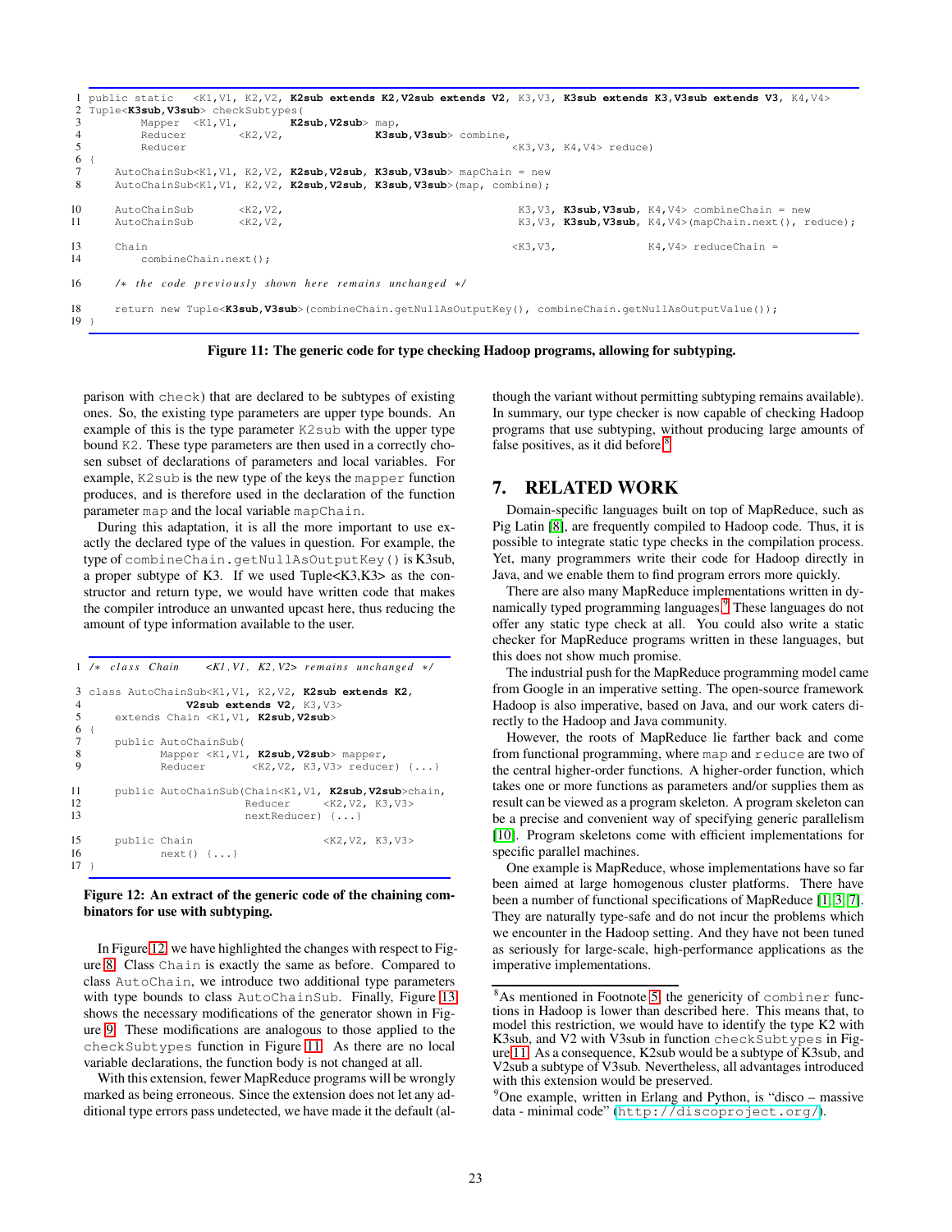```
1  public static   <K1,V1, K2,V2, K2sub extends K2,V2sub extends V2, K3,V3, K3sub extends K3,V3sub extends V3, K4,V4>
2  Tuple<K3sub,V3sub> checkSubtypes(
3          Mapper  <K1,V1,        K2sub,V2sub> map,
4          Reducer         <K2,V2,              K3sub,V3sub> combine,
5          Reducer                                                <K3,V3, K4,V4> reduce)
6  {
7      AutoChainSub<K1,V1, K2,V2, K2sub,V2sub, K3sub,V3sub> mapChain = new
8      AutoChainSub<K1,V1, K2,V2, K2sub,V2sub, K3sub,V3sub>(map, combine);

10     AutoChainSub       <K2,V2,                              K3,V3, K3sub,V3sub, K4,V4> combineChain = new
11     AutoChainSub       <K2,V2,                              K3,V3, K3sub,V3sub, K4,V4>(mapChain.next(), reduce);

13     Chain                                                   <K3,V3,              K4,V4> reduceChain =
14         combineChain.next();

16     /* the code previously shown here remains unchanged */

18     return new Tuple<K3sub,V3sub>(combineChain.getNullAsOutputKey(), combineChain.getNullAsOutputValue());
19 }
```

**Figure 11: The generic code for type checking Hadoop programs, allowing for subtyping.**

parison with `check`) that are declared to be subtypes of existing ones. So, the existing type parameters are upper type bounds. An example of this is the type parameter `K2sub` with the upper type bound `K2`. These type parameters are then used in a correctly chosen subset of declarations of parameters and local variables. For example, `K2sub` is the new type of the keys the `mapper` function produces, and is therefore used in the declaration of the function parameter `map` and the local variable `mapChain`.

During this adaptation, it is all the more important to use exactly the declared type of the values in question. For example, the type of `combineChain.getNullAsOutputKey()` is K3sub, a proper subtype of K3. If we used Tuple<K3,K3> as the constructor and return type, we would have written code that makes the compiler introduce an unwanted upcast here, thus reducing the amount of type information available to the user.

```
1  /* class Chain    <K1,V1, K2,V2> remains unchanged */

3  class AutoChainSub<K1,V1, K2,V2, K2sub extends K2,
4                V2sub extends V2, K3,V3>
5      extends Chain <K1,V1, K2sub,V2sub>
6  {
7      public AutoChainSub(
8             Mapper <K1,V1, K2sub,V2sub> mapper,
9             Reducer       <K2,V2, K3,V3> reducer) {...}

11     public AutoChainSub(Chain<K1,V1, K2sub,V2sub>chain,
12                         Reducer      <K2,V2, K3,V3>
13                         nextReducer) {...}

15     public Chain                     <K2,V2, K3,V3>
16            next() {...}
17 }
```

**Figure 12: An extract of the generic code of the chaining combinators for use with subtyping.**

In Figure 12 we have highlighted the changes with respect to Figure 8. Class `Chain` is exactly the same as before. Compared to class `AutoChain`, we introduce two additional type parameters with type bounds to class `AutoChainSub`. Finally, Figure 13 shows the necessary modifications of the generator shown in Figure 9. These modifications are analogous to those applied to the `checkSubtypes` function in Figure 11. As there are no local variable declarations, the function body is not changed at all.

With this extension, fewer MapReduce programs will be wrongly marked as being erroneous. Since the extension does not let any additional type errors pass undetected, we have made it the default (although the variant without permitting subtyping remains available). In summary, our type checker is now capable of checking Hadoop programs that use subtyping, without producing large amounts of false positives, as it did before.[8]

## 7. RELATED WORK

Domain-specific languages built on top of MapReduce, such as Pig Latin [8], are frequently compiled to Hadoop code. Thus, it is possible to integrate static type checks in the compilation process. Yet, many programmers write their code for Hadoop directly in Java, and we enable them to find program errors more quickly.

There are also many MapReduce implementations written in dynamically typed programming languages.[9] These languages do not offer any static type check at all. You could also write a static checker for MapReduce programs written in these languages, but this does not show much promise.

The industrial push for the MapReduce programming model came from Google in an imperative setting. The open-source framework Hadoop is also imperative, based on Java, and our work caters directly to the Hadoop and Java community.

However, the roots of MapReduce lie farther back and come from functional programming, where `map` and `reduce` are two of the central higher-order functions. A higher-order function, which takes one or more functions as parameters and/or supplies them as result can be viewed as a program skeleton. A program skeleton can be a precise and convenient way of specifying generic parallelism [10]. Program skeletons come with efficient implementations for specific parallel machines.

One example is MapReduce, whose implementations have so far been aimed at large homogenous cluster platforms. There have been a number of functional specifications of MapReduce [1, 3, 7]. They are naturally type-safe and do not incur the problems which we encounter in the Hadoop setting. And they have not been tuned as seriously for large-scale, high-performance applications as the imperative implementations.

---

[8] As mentioned in Footnote 5, the genericity of `combiner` functions in Hadoop is lower than described here. This means that, to model this restriction, we would have to identify the type K2 with K3sub, and V2 with V3sub in function `checkSubtypes` in Figure 11. As a consequence, K2sub would be a subtype of K3sub, and V2sub a subtype of V3sub. Nevertheless, all advantages introduced with this extension would be preserved.

[9] One example, written in Erlang and Python, is "disco – massive data - minimal code" (http://discoproject.org/).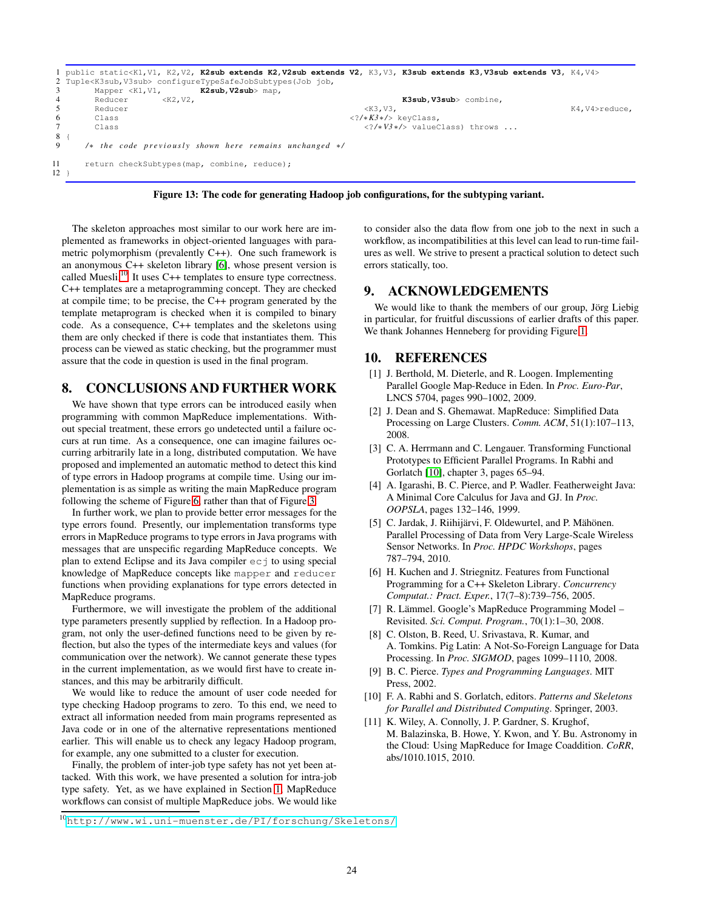```
1  public static<K1,V1, K2,V2, K2sub extends K2,V2sub extends V2, K3,V3, K3sub extends K3,V3sub extends V3, K4,V4>
2  Tuple<K3sub,V3sub> configureTypeSafeJobSubtypes(Job job,
3        Mapper <K1,V1,         K2sub,V2sub> map,
4        Reducer      <K2,V2,                                    K3sub,V3sub> combine,
5        Reducer                                         <K3,V3,                                        K4,V4>reduce,
6        Class                                         <?/*K3*/> keyClass,
7        Class                                           <?/*V3*/> valueClass) throws ...
8  {
9      /* the code previously shown here remains unchanged */

11     return checkSubtypes(map, combine, reduce);
12 }
```

**Figure 13: The code for generating Hadoop job configurations, for the subtyping variant.**

The skeleton approaches most similar to our work here are implemented as frameworks in object-oriented languages with parametric polymorphism (prevalently C++). One such framework is an anonymous C++ skeleton library [6], whose present version is called Muesli.[10] It uses C++ templates to ensure type correctness. C++ templates are a metaprogramming concept. They are checked at compile time; to be precise, the C++ program generated by the template metaprogram is checked when it is compiled to binary code. As a consequence, C++ templates and the skeletons using them are only checked if there is code that instantiates them. This process can be viewed as static checking, but the programmer must assure that the code in question is used in the final program.

## 8. CONCLUSIONS AND FURTHER WORK

We have shown that type errors can be introduced easily when programming with common MapReduce implementations. Without special treatment, these errors go undetected until a failure occurs at run time. As a consequence, one can imagine failures occurring arbitrarily late in a long, distributed computation. We have proposed and implemented an automatic method to detect this kind of type errors in Hadoop programs at compile time. Using our implementation is as simple as writing the main MapReduce program following the scheme of Figure 6 rather than that of Figure 3.

In further work, we plan to provide better error messages for the type errors found. Presently, our implementation transforms type errors in MapReduce programs to type errors in Java programs with messages that are unspecific regarding MapReduce concepts. We plan to extend Eclipse and its Java compiler `ecj` to using special knowledge of MapReduce concepts like `mapper` and `reducer` functions when providing explanations for type errors detected in MapReduce programs.

Furthermore, we will investigate the problem of the additional type parameters presently supplied by reflection. In a Hadoop program, not only the user-defined functions need to be given by reflection, but also the types of the intermediate keys and values (for communication over the network). We cannot generate these types in the current implementation, as we would first have to create instances, and this may be arbitrarily difficult.

We would like to reduce the amount of user code needed for type checking Hadoop programs to zero. To this end, we need to extract all information needed from main programs represented as Java code or in one of the alternative representations mentioned earlier. This will enable us to check any legacy Hadoop program, for example, any one submitted to a cluster for execution.

Finally, the problem of inter-job type safety has not yet been attacked. With this work, we have presented a solution for intra-job type safety. Yet, as we have explained in Section 1, MapReduce workflows can consist of multiple MapReduce jobs. We would like to consider also the data flow from one job to the next in such a workflow, as incompatibilities at this level can lead to run-time failures as well. We strive to present a practical solution to detect such errors statically, too.

[10] http://www.wi.uni-muenster.de/PI/forschung/Skeletons/

## 9. ACKNOWLEDGEMENTS

We would like to thank the members of our group, Jörg Liebig in particular, for fruitful discussions of earlier drafts of this paper. We thank Johannes Henneberg for providing Figure 1.

## 10. REFERENCES

[1] J. Berthold, M. Dieterle, and R. Loogen. Implementing Parallel Google Map-Reduce in Eden. In *Proc. Euro-Par*, LNCS 5704, pages 990–1002, 2009.

[2] J. Dean and S. Ghemawat. MapReduce: Simplified Data Processing on Large Clusters. *Comm. ACM*, 51(1):107–113, 2008.

[3] C. A. Herrmann and C. Lengauer. Transforming Functional Prototypes to Efficient Parallel Programs. In Rabhi and Gorlatch [10], chapter 3, pages 65–94.

[4] A. Igarashi, B. C. Pierce, and P. Wadler. Featherweight Java: A Minimal Core Calculus for Java and GJ. In *Proc. OOPSLA*, pages 132–146, 1999.

[5] C. Jardak, J. Riihijärvi, F. Oldewurtel, and P. Mähönen. Parallel Processing of Data from Very Large-Scale Wireless Sensor Networks. In *Proc. HPDC Workshops*, pages 787–794, 2010.

[6] H. Kuchen and J. Striegnitz. Features from Functional Programming for a C++ Skeleton Library. *Concurrency Computat.: Pract. Exper.*, 17(7–8):739–756, 2005.

[7] R. Lämmel. Google's MapReduce Programming Model – Revisited. *Sci. Comput. Program.*, 70(1):1–30, 2008.

[8] C. Olston, B. Reed, U. Srivastava, R. Kumar, and A. Tomkins. Pig Latin: A Not-So-Foreign Language for Data Processing. In *Proc. SIGMOD*, pages 1099–1110, 2008.

[9] B. C. Pierce. *Types and Programming Languages*. MIT Press, 2002.

[10] F. A. Rabhi and S. Gorlatch, editors. *Patterns and Skeletons for Parallel and Distributed Computing*. Springer, 2003.

[11] K. Wiley, A. Connolly, J. P. Gardner, S. Krughof, M. Balazinska, B. Howe, Y. Kwon, and Y. Bu. Astronomy in the Cloud: Using MapReduce for Image Coaddition. *CoRR*, abs/1010.1015, 2010.